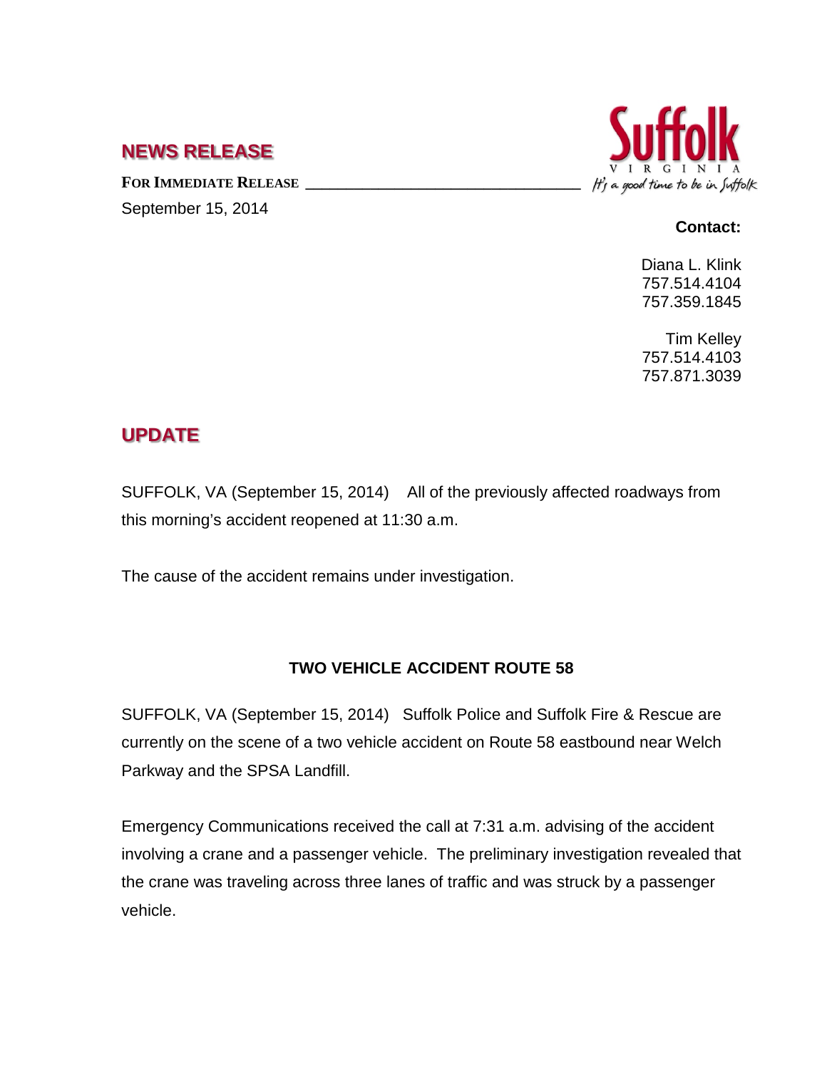## NEWS RELEASE

Suffolk
VIRGINIA
It's a good time to be in Suffolk

**FOR IMMEDIATE RELEASE**

September 15, 2014

**Contact:**

Diana L. Klink
757.514.4104
757.359.1845

Tim Kelley
757.514.4103
757.871.3039

## UPDATE

SUFFOLK, VA (September 15, 2014) All of the previously affected roadways from this morning's accident reopened at 11:30 a.m.

The cause of the accident remains under investigation.

### TWO VEHICLE ACCIDENT ROUTE 58

SUFFOLK, VA (September 15, 2014) Suffolk Police and Suffolk Fire & Rescue are currently on the scene of a two vehicle accident on Route 58 eastbound near Welch Parkway and the SPSA Landfill.

Emergency Communications received the call at 7:31 a.m. advising of the accident involving a crane and a passenger vehicle. The preliminary investigation revealed that the crane was traveling across three lanes of traffic and was struck by a passenger vehicle.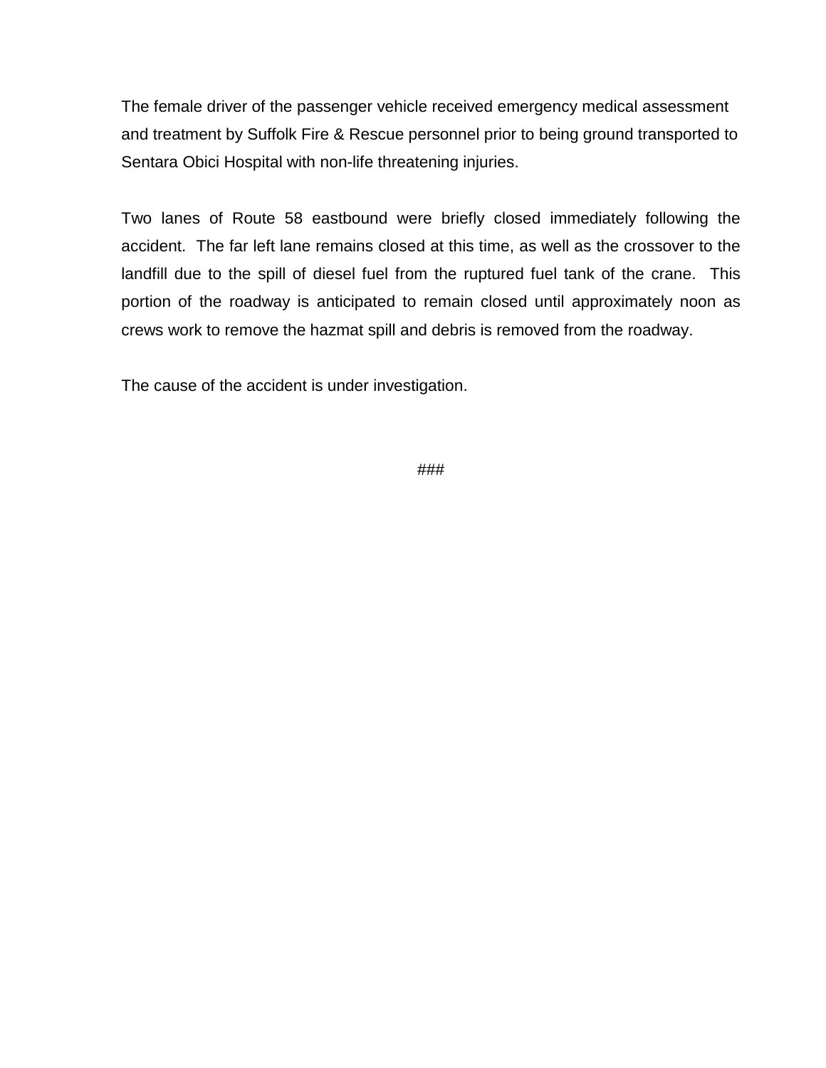The female driver of the passenger vehicle received emergency medical assessment and treatment by Suffolk Fire & Rescue personnel prior to being ground transported to Sentara Obici Hospital with non-life threatening injuries.

Two lanes of Route 58 eastbound were briefly closed immediately following the accident. The far left lane remains closed at this time, as well as the crossover to the landfill due to the spill of diesel fuel from the ruptured fuel tank of the crane. This portion of the roadway is anticipated to remain closed until approximately noon as crews work to remove the hazmat spill and debris is removed from the roadway.

The cause of the accident is under investigation.

###